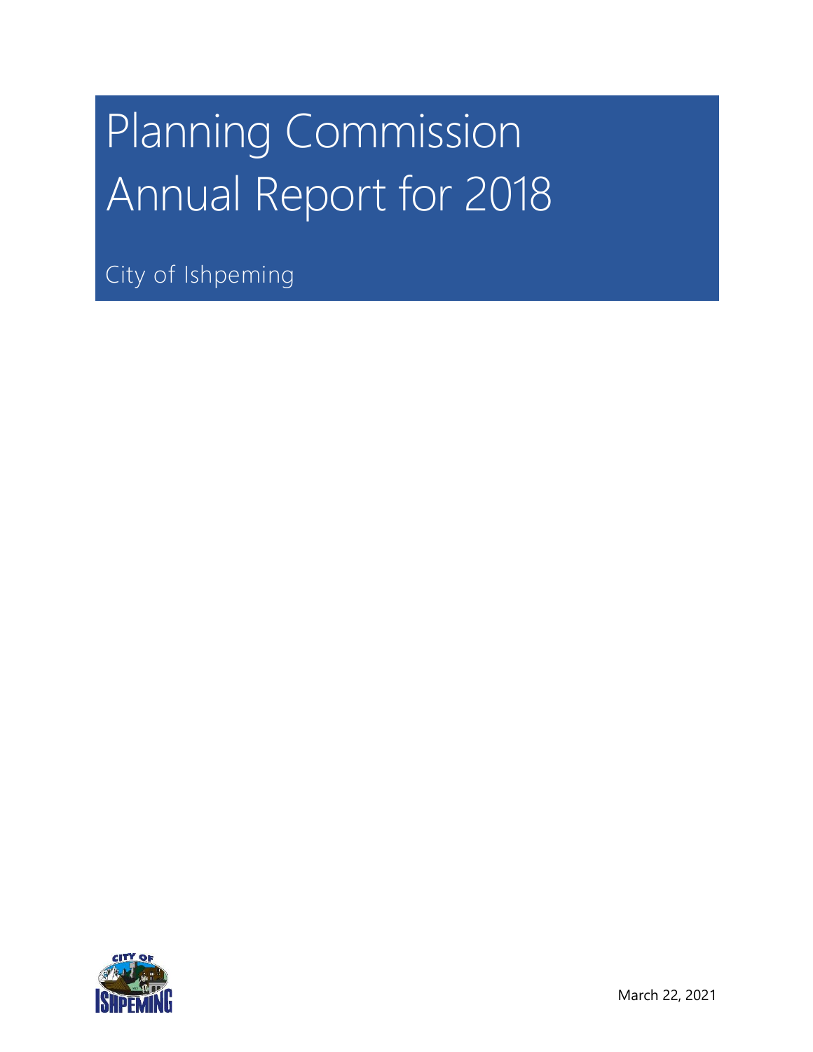# Planning Commission Annual Report for 2018

City of Ishpeming

March 22, 2021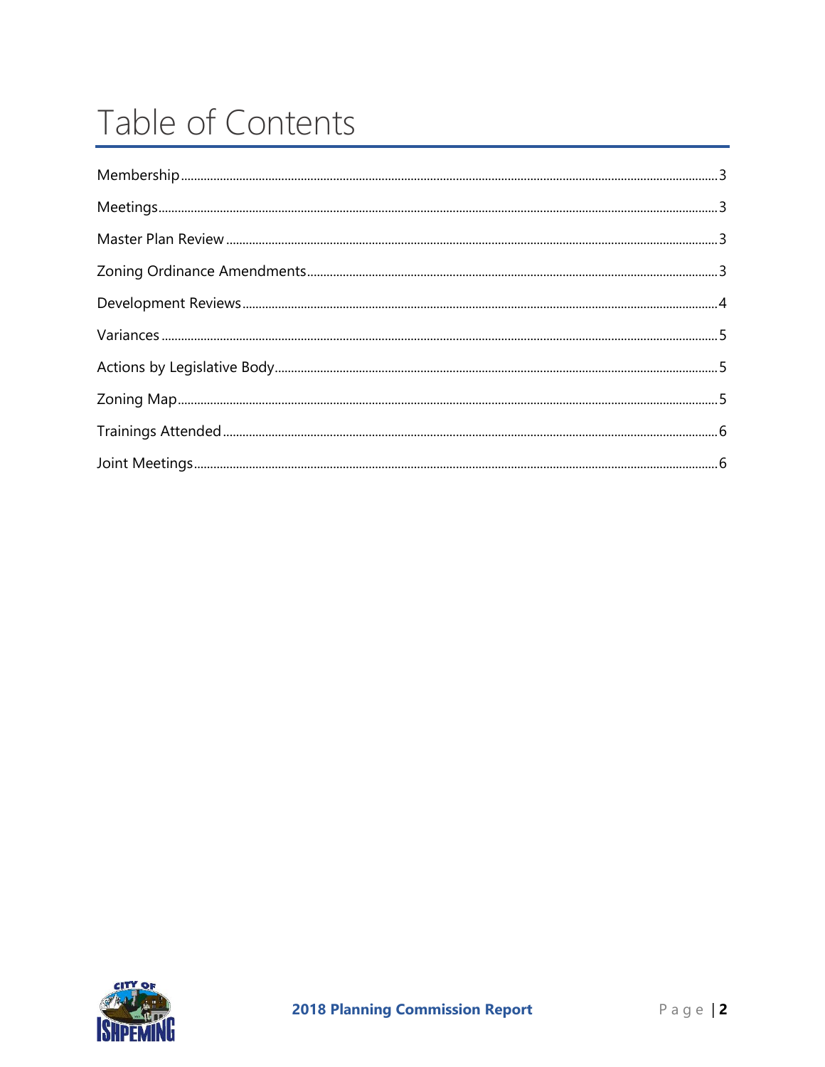# Table of Contents

Membership .......... 3

Meetings .......... 3

Master Plan Review .......... 3

Zoning Ordinance Amendments .......... 3

Development Reviews .......... 4

Variances .......... 5

Actions by Legislative Body .......... 5

Zoning Map .......... 5

Trainings Attended .......... 6

Joint Meetings .......... 6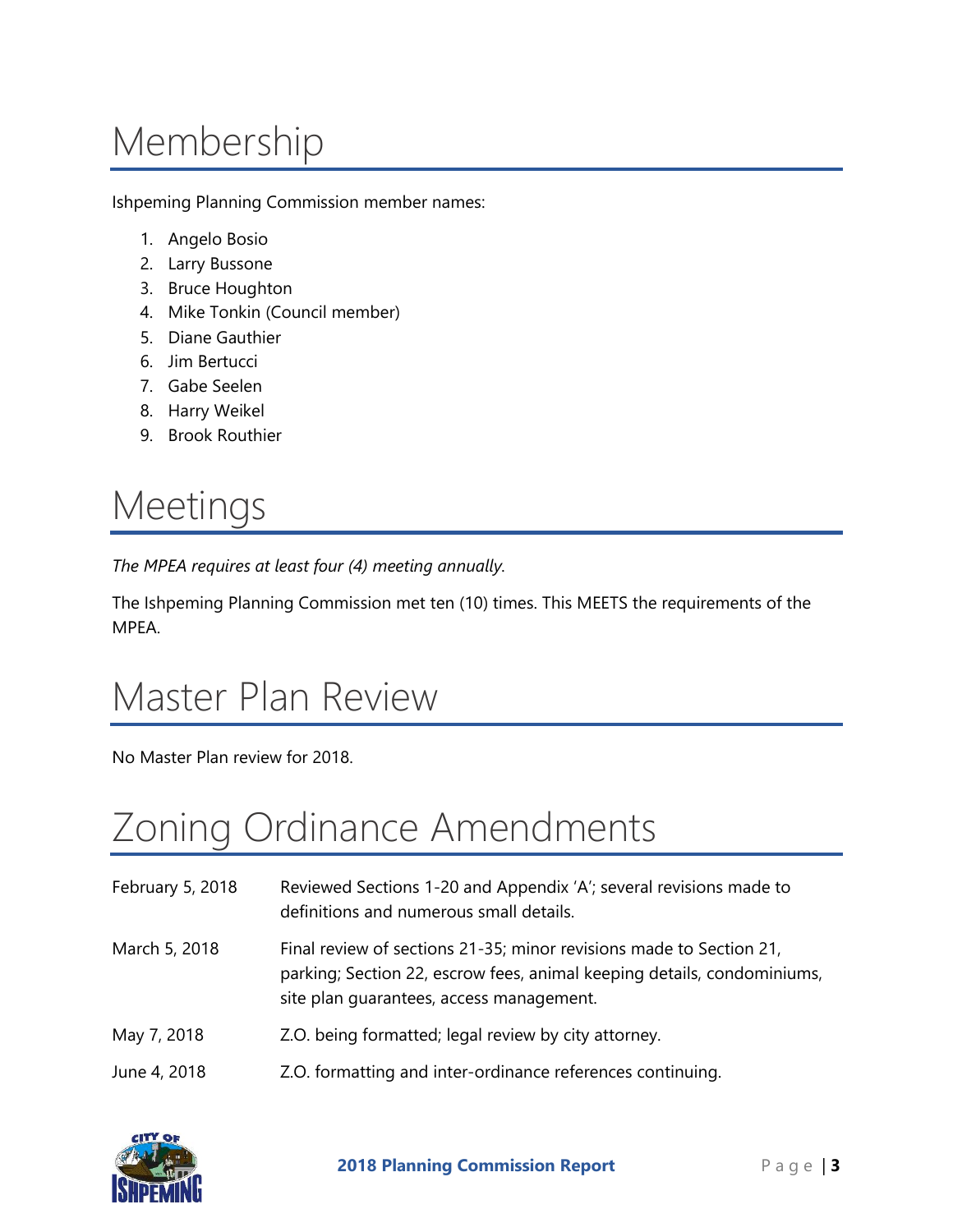# Membership

Ishpeming Planning Commission member names:

1. Angelo Bosio
2. Larry Bussone
3. Bruce Houghton
4. Mike Tonkin (Council member)
5. Diane Gauthier
6. Jim Bertucci
7. Gabe Seelen
8. Harry Weikel
9. Brook Routhier

# Meetings

*The MPEA requires at least four (4) meeting annually.*

The Ishpeming Planning Commission met ten (10) times. This MEETS the requirements of the MPEA.

# Master Plan Review

No Master Plan review for 2018.

# Zoning Ordinance Amendments

| | |
|---|---|
| February 5, 2018 | Reviewed Sections 1-20 and Appendix 'A'; several revisions made to definitions and numerous small details. |
| March 5, 2018 | Final review of sections 21-35; minor revisions made to Section 21, parking; Section 22, escrow fees, animal keeping details, condominiums, site plan guarantees, access management. |
| May 7, 2018 | Z.O. being formatted; legal review by city attorney. |
| June 4, 2018 | Z.O. formatting and inter-ordinance references continuing. |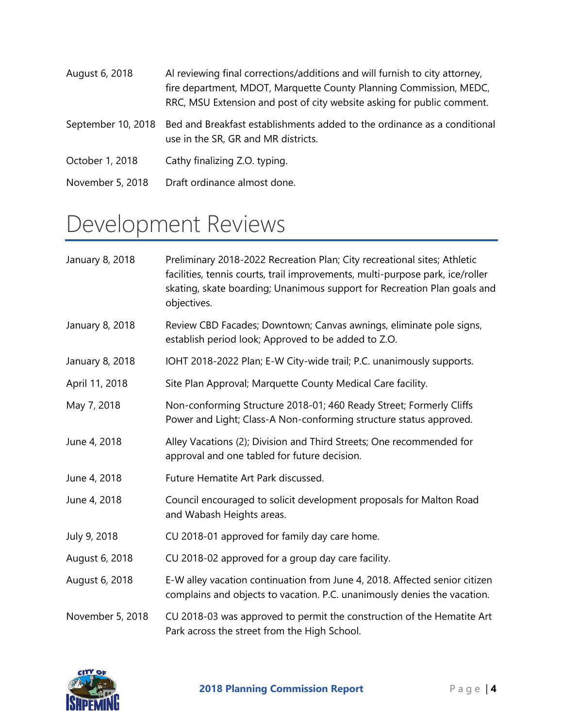| | |
|---|---|
| August 6, 2018 | Al reviewing final corrections/additions and will furnish to city attorney, fire department, MDOT, Marquette County Planning Commission, MEDC, RRC, MSU Extension and post of city website asking for public comment. |
| September 10, 2018 | Bed and Breakfast establishments added to the ordinance as a conditional use in the SR, GR and MR districts. |
| October 1, 2018 | Cathy finalizing Z.O. typing. |
| November 5, 2018 | Draft ordinance almost done. |

# Development Reviews

| | |
|---|---|
| January 8, 2018 | Preliminary 2018-2022 Recreation Plan; City recreational sites; Athletic facilities, tennis courts, trail improvements, multi-purpose park, ice/roller skating, skate boarding; Unanimous support for Recreation Plan goals and objectives. |
| January 8, 2018 | Review CBD Facades; Downtown; Canvas awnings, eliminate pole signs, establish period look; Approved to be added to Z.O. |
| January 8, 2018 | IOHT 2018-2022 Plan; E-W City-wide trail; P.C. unanimously supports. |
| April 11, 2018 | Site Plan Approval; Marquette County Medical Care facility. |
| May 7, 2018 | Non-conforming Structure 2018-01; 460 Ready Street; Formerly Cliffs Power and Light; Class-A Non-conforming structure status approved. |
| June 4, 2018 | Alley Vacations (2); Division and Third Streets; One recommended for approval and one tabled for future decision. |
| June 4, 2018 | Future Hematite Art Park discussed. |
| June 4, 2018 | Council encouraged to solicit development proposals for Malton Road and Wabash Heights areas. |
| July 9, 2018 | CU 2018-01 approved for family day care home. |
| August 6, 2018 | CU 2018-02 approved for a group day care facility. |
| August 6, 2018 | E-W alley vacation continuation from June 4, 2018. Affected senior citizen complains and objects to vacation. P.C. unanimously denies the vacation. |
| November 5, 2018 | CU 2018-03 was approved to permit the construction of the Hematite Art Park across the street from the High School. |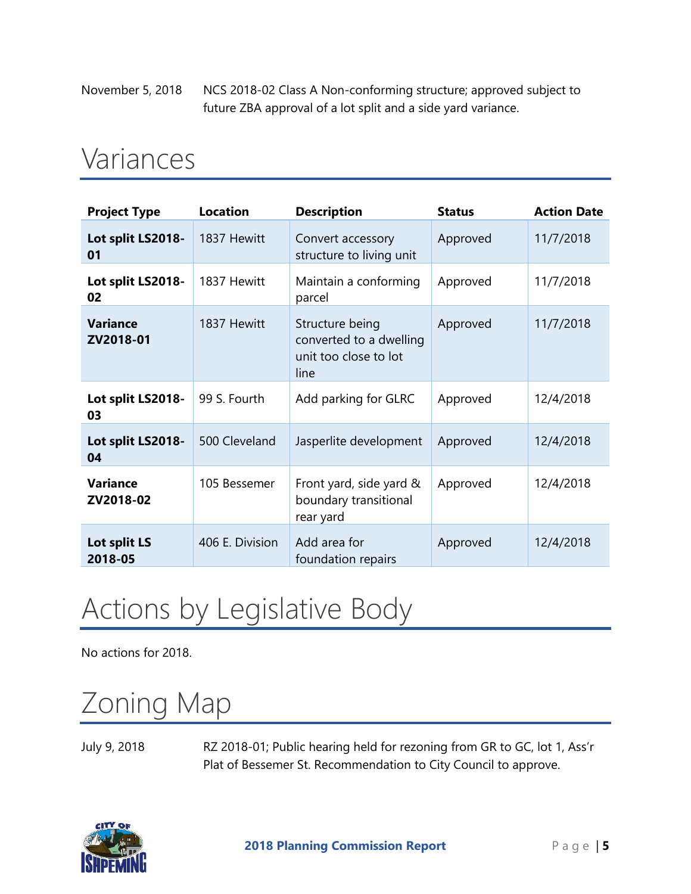November 5, 2018 NCS 2018-02 Class A Non-conforming structure; approved subject to future ZBA approval of a lot split and a side yard variance.

# Variances

| Project Type | Location | Description | Status | Action Date |
|---|---|---|---|---|
| **Lot split LS2018-01** | 1837 Hewitt | Convert accessory structure to living unit | Approved | 11/7/2018 |
| **Lot split LS2018-02** | 1837 Hewitt | Maintain a conforming parcel | Approved | 11/7/2018 |
| **Variance ZV2018-01** | 1837 Hewitt | Structure being converted to a dwelling unit too close to lot line | Approved | 11/7/2018 |
| **Lot split LS2018-03** | 99 S. Fourth | Add parking for GLRC | Approved | 12/4/2018 |
| **Lot split LS2018-04** | 500 Cleveland | Jasperlite development | Approved | 12/4/2018 |
| **Variance ZV2018-02** | 105 Bessemer | Front yard, side yard & boundary transitional rear yard | Approved | 12/4/2018 |
| **Lot split LS 2018-05** | 406 E. Division | Add area for foundation repairs | Approved | 12/4/2018 |

# Actions by Legislative Body

No actions for 2018.

# Zoning Map

July 9, 2018 RZ 2018-01; Public hearing held for rezoning from GR to GC, lot 1, Ass'r Plat of Bessemer St. Recommendation to City Council to approve.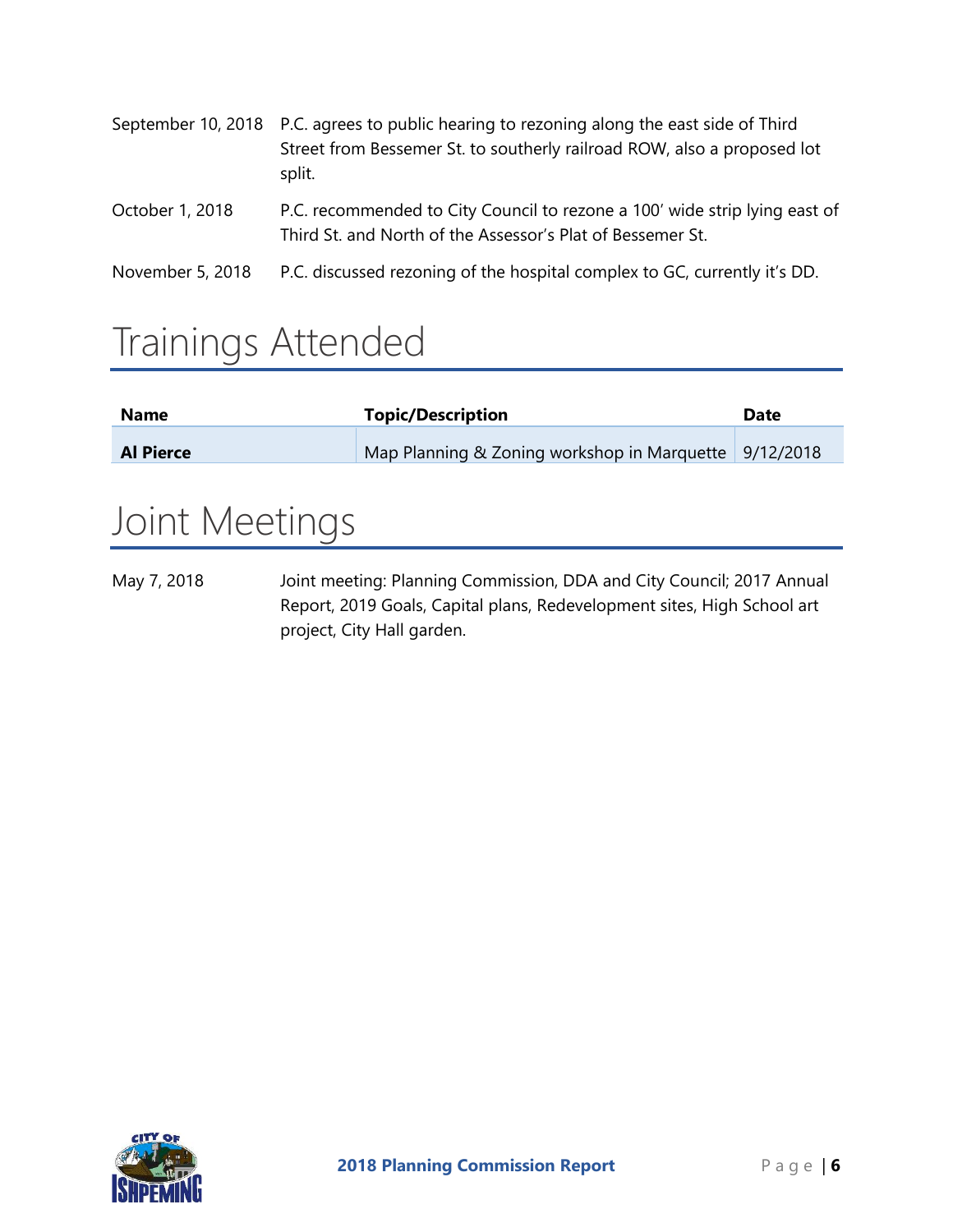| | |
|---|---|
| September 10, 2018 | P.C. agrees to public hearing to rezoning along the east side of Third Street from Bessemer St. to southerly railroad ROW, also a proposed lot split. |
| October 1, 2018 | P.C. recommended to City Council to rezone a 100' wide strip lying east of Third St. and North of the Assessor's Plat of Bessemer St. |
| November 5, 2018 | P.C. discussed rezoning of the hospital complex to GC, currently it's DD. |

# Trainings Attended

| Name | Topic/Description | Date |
|---|---|---|
| **Al Pierce** | Map Planning & Zoning workshop in Marquette | 9/12/2018 |

# Joint Meetings

| | |
|---|---|
| May 7, 2018 | Joint meeting: Planning Commission, DDA and City Council; 2017 Annual Report, 2019 Goals, Capital plans, Redevelopment sites, High School art project, City Hall garden. |